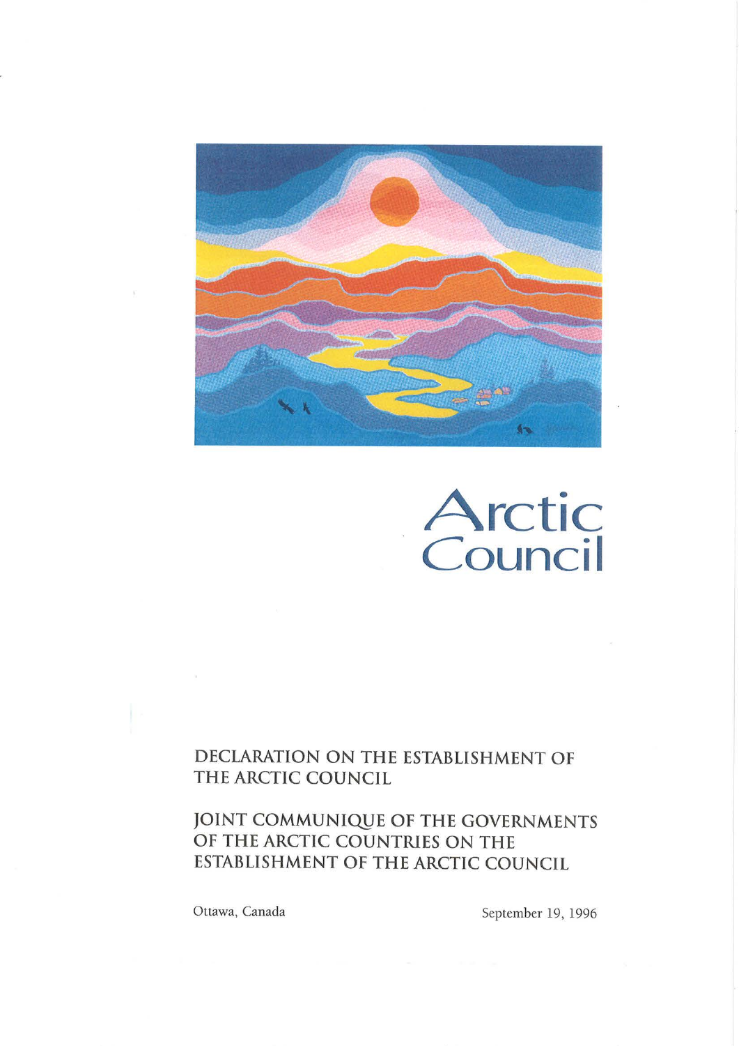# Arctic Council

## DECLARATION ON THE ESTABLISHMENT OF THE ARCTIC COUNCIL

## JOINT COMMUNIQUE OF THE GOVERNMENTS OF THE ARCTIC COUNTRIES ON THE ESTABLISHMENT OF THE ARCTIC COUNCIL

Ottawa, Canada

September 19, 1996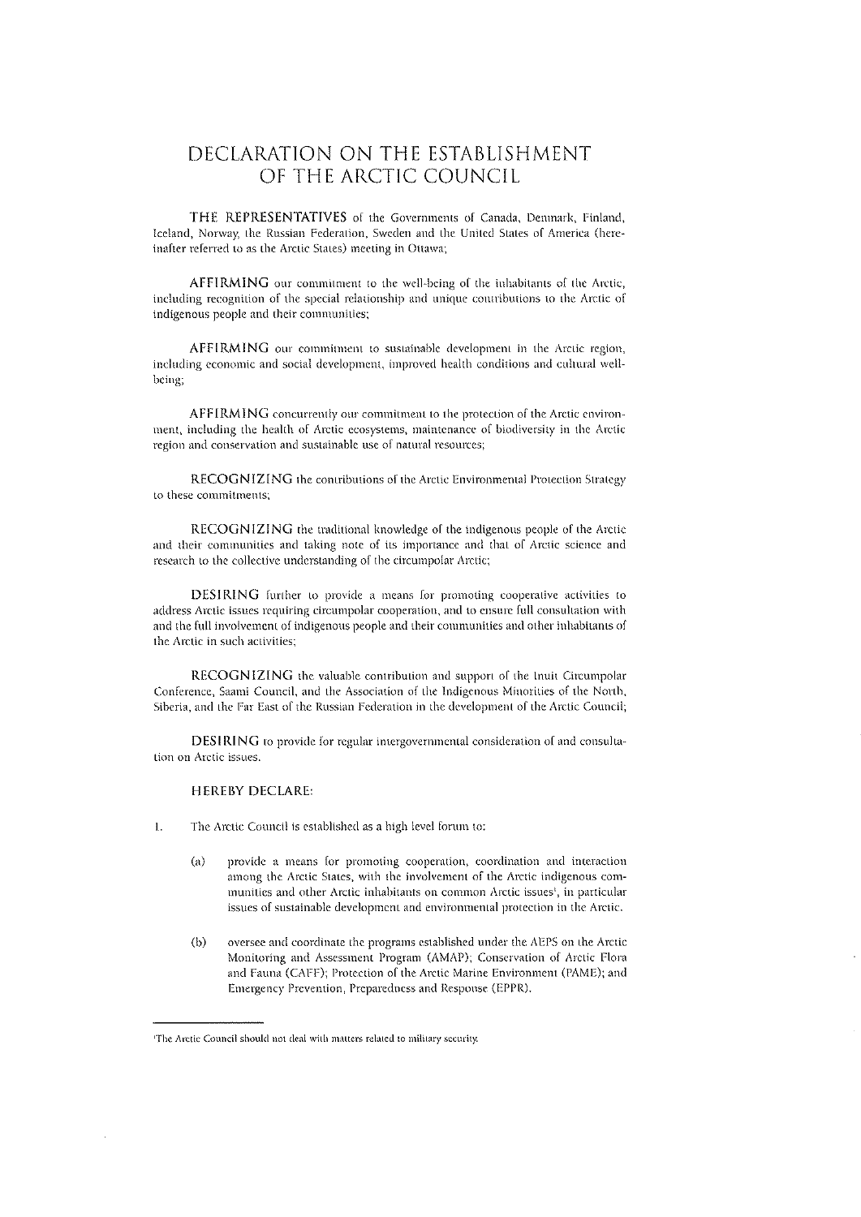# DECLARATION ON THE ESTABLISHMENT OF THE ARCTIC COUNCIL

**THE REPRESENTATIVES** of the Governments of Canada, Denmark, Finland, Iceland, Norway, the Russian Federation, Sweden and the United States of America (hereinafter referred to as the Arctic States) meeting in Ottawa;

**AFFIRMING** our commitment to the well-being of the inhabitants of the Arctic, including recognition of the special relationship and unique contributions to the Arctic of indigenous people and their communities;

**AFFIRMING** our commitment to sustainable development in the Arctic region, including economic and social development, improved health conditions and cultural well-being;

**AFFIRMING** concurrently our commitment to the protection of the Arctic environment, including the health of Arctic ecosystems, maintenance of biodiversity in the Arctic region and conservation and sustainable use of natural resources;

**RECOGNIZING** the contributions of the Arctic Environmental Protection Strategy to these commitments;

**RECOGNIZING** the traditional knowledge of the indigenous people of the Arctic and their communities and taking note of its importance and that of Arctic science and research to the collective understanding of the circumpolar Arctic;

**DESIRING** further to provide a means for promoting cooperative activities to address Arctic issues requiring circumpolar cooperation, and to ensure full consultation with and the full involvement of indigenous people and their communities and other inhabitants of the Arctic in such activities;

**RECOGNIZING** the valuable contribution and support of the Inuit Circumpolar Conference, Saami Council, and the Association of the Indigenous Minorities of the North, Siberia, and the Far East of the Russian Federation in the development of the Arctic Council;

**DESIRING** to provide for regular intergovernmental consideration of and consultation on Arctic issues.

**HEREBY DECLARE:**

1. The Arctic Council is established as a high level forum to:

   (a) provide a means for promoting cooperation, coordination and interaction among the Arctic States, with the involvement of the Arctic indigenous communities and other Arctic inhabitants on common Arctic issues[1], in particular issues of sustainable development and environmental protection in the Arctic.

   (b) oversee and coordinate the programs established under the AEPS on the Arctic Monitoring and Assessment Program (AMAP); Conservation of Arctic Flora and Fauna (CAFF); Protection of the Arctic Marine Environment (PAME); and Emergency Prevention, Preparedness and Response (EPPR).

---

[1] The Arctic Council should not deal with matters related to military security.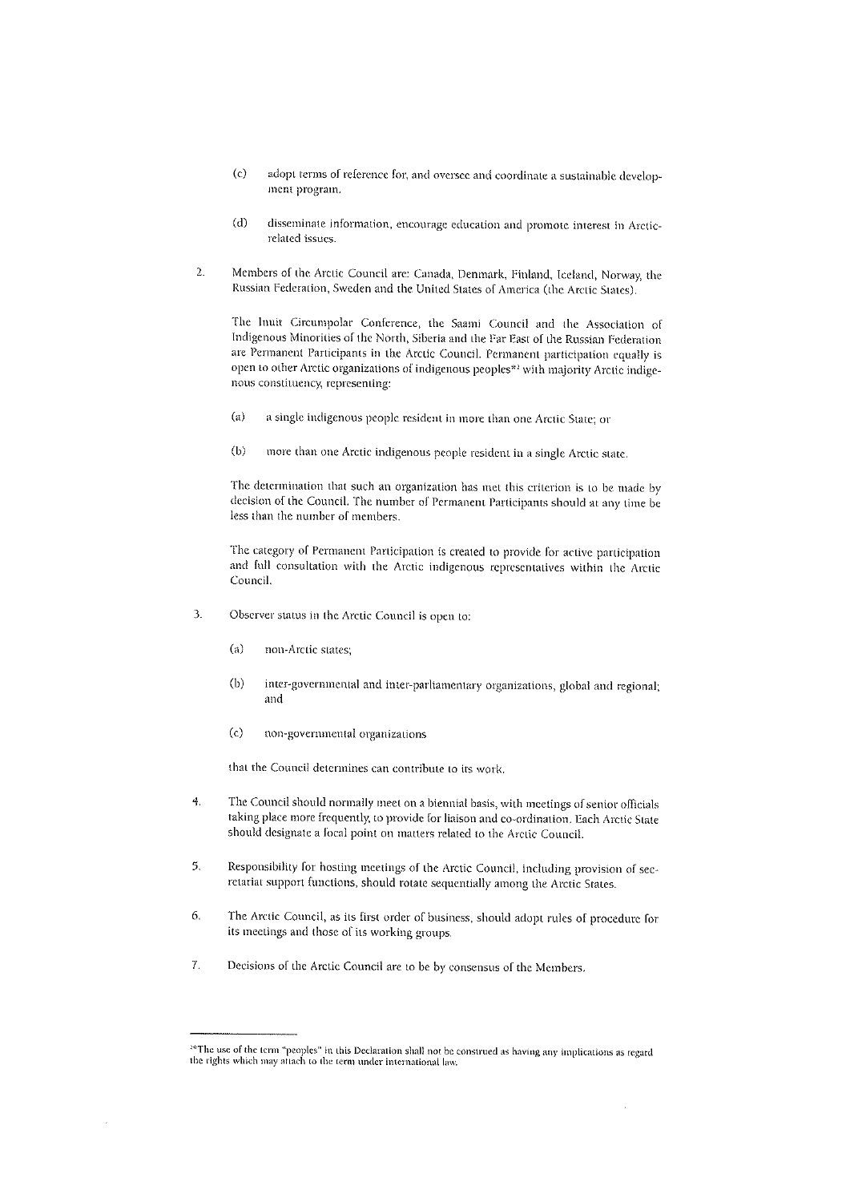(c) adopt terms of reference for, and oversee and coordinate a sustainable development program.

(d) disseminate information, encourage education and promote interest in Arctic-related issues.

2. Members of the Arctic Council are: Canada, Denmark, Finland, Iceland, Norway, the Russian Federation, Sweden and the United States of America (the Arctic States).

The Inuit Circumpolar Conference, the Saami Council and the Association of Indigenous Minorities of the North, Siberia and the Far East of the Russian Federation are Permanent Participants in the Arctic Council. Permanent participation equally is open to other Arctic organizations of indigenous peoples*[1] with majority Arctic indigenous constituency, representing:

(a) a single indigenous people resident in more than one Arctic State; or

(b) more than one Arctic indigenous people resident in a single Arctic state.

The determination that such an organization has met this criterion is to be made by decision of the Council. The number of Permanent Participants should at any time be less than the number of members.

The category of Permanent Participation is created to provide for active participation and full consultation with the Arctic indigenous representatives within the Arctic Council.

3. Observer status in the Arctic Council is open to:

(a) non-Arctic states;

(b) inter-governmental and inter-parliamentary organizations, global and regional; and

(c) non-governmental organizations

that the Council determines can contribute to its work.

4. The Council should normally meet on a biennial basis, with meetings of senior officials taking place more frequently, to provide for liaison and co-ordination. Each Arctic State should designate a focal point on matters related to the Arctic Council.

5. Responsibility for hosting meetings of the Arctic Council, including provision of secretariat support functions, should rotate sequentially among the Arctic States.

6. The Arctic Council, as its first order of business, should adopt rules of procedure for its meetings and those of its working groups.

7. Decisions of the Arctic Council are to be by consensus of the Members.

---

[1]*The use of the term "peoples" in this Declaration shall not be construed as having any implications as regard the rights which may attach to the term under international law.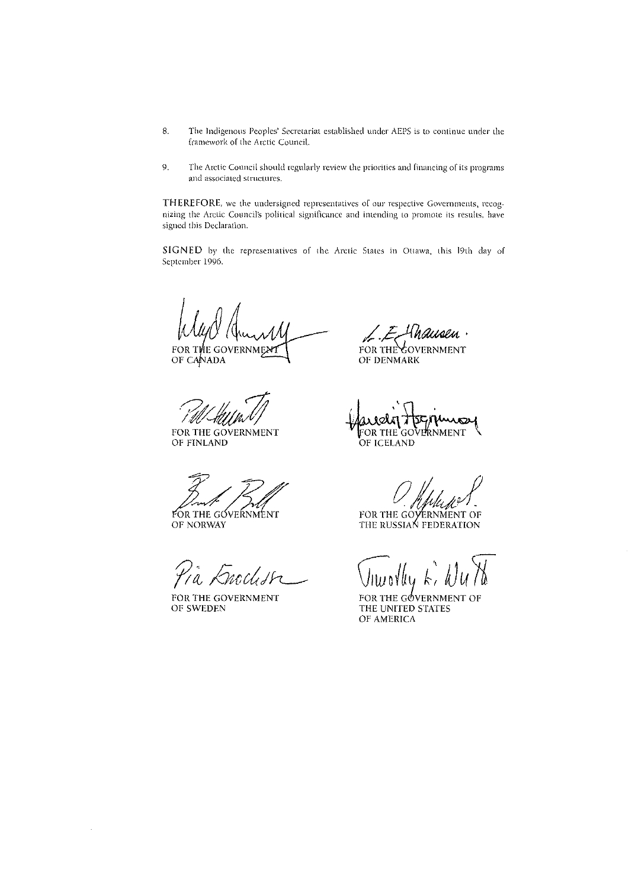8. The Indigenous Peoples' Secretariat established under AEPS is to continue under the framework of the Arctic Council.

9. The Arctic Council should regularly review the priorities and financing of its programs and associated structures.

**THEREFORE**, we the undersigned representatives of our respective Governments, recognizing the Arctic Council's political significance and intending to promote its results, have signed this Declaration.

**SIGNED** by the representatives of the Arctic States in Ottawa, this 19th day of September 1996.

FOR THE GOVERNMENT OF CANADA

FOR THE GOVERNMENT OF DENMARK

FOR THE GOVERNMENT OF FINLAND

FOR THE GOVERNMENT OF ICELAND

FOR THE GOVERNMENT OF NORWAY

FOR THE GOVERNMENT OF THE RUSSIAN FEDERATION

FOR THE GOVERNMENT OF SWEDEN

FOR THE GOVERNMENT OF THE UNITED STATES OF AMERICA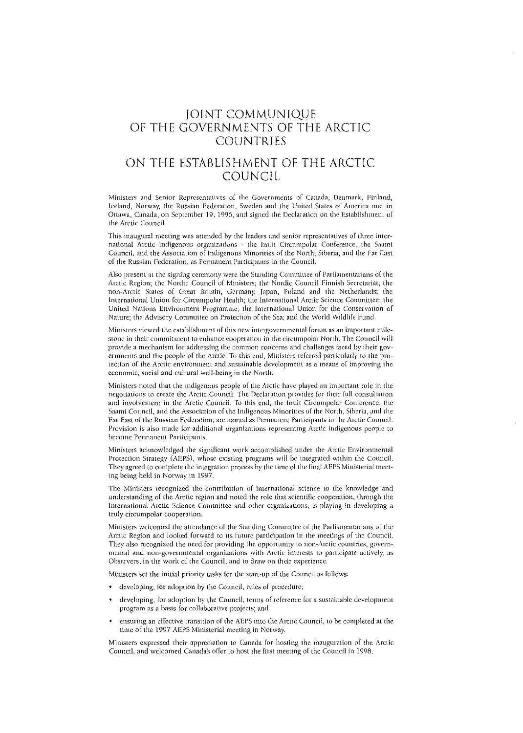# JOINT COMMUNIQUE OF THE GOVERNMENTS OF THE ARCTIC COUNTRIES

# ON THE ESTABLISHMENT OF THE ARCTIC COUNCIL

Ministers and Senior Representatives of the Governments of Canada, Denmark, Finland, Iceland, Norway, the Russian Federation, Sweden and the United States of America met in Ottawa, Canada, on September 19, 1996, and signed the Declaration on the Establishment of the Arctic Council.

This inaugural meeting was attended by the leaders and senior representatives of three international Arctic indigenous organizations - the Inuit Circumpolar Conference, the Saami Council, and the Association of Indigenous Minorities of the North, Siberia, and the Far East of the Russian Federation, as Permanent Participants in the Council.

Also present at the signing ceremony were the Standing Committee of Parliamentarians of the Arctic Region; the Nordic Council of Ministers; the Nordic Council Finnish Secretariat; the non-Arctic States of Great Britain, Germany, Japan, Poland and the Netherlands; the International Union for Circumpolar Health; the International Arctic Science Committee; the United Nations Environment Programme; the International Union for the Conservation of Nature; the Advisory Committee on Protection of the Sea; and the World Wildlife Fund.

Ministers viewed the establishment of this new intergovernmental forum as an important milestone in their commitment to enhance cooperation in the circumpolar North. The Council will provide a mechanism for addressing the common concerns and challenges faced by their governments and the people of the Arctic. To this end, Ministers referred particularly to the protection of the Arctic environment and sustainable development as a means of improving the economic, social and cultural well-being in the North.

Ministers noted that the indigenous people of the Arctic have played an important role in the negotiations to create the Arctic Council. The Declaration provides for their full consultation and involvement in the Arctic Council. To this end, the Inuit Circumpolar Conference, the Saami Council, and the Association of the Indigenous Minorities of the North, Siberia, and the Far East of the Russian Federation, are named as Permanent Participants in the Arctic Council. Provision is also made for additional organizations representing Arctic indigenous people to become Permanent Participants.

Ministers acknowledged the significant work accomplished under the Arctic Environmental Protection Strategy (AEPS), whose existing programs will be integrated within the Council. They agreed to complete the integration process by the time of the final AEPS Ministerial meeting being held in Norway in 1997.

The Ministers recognized the contribution of international science to the knowledge and understanding of the Arctic region and noted the role that scientific cooperation, through the International Arctic Science Committee and other organizations, is playing in developing a truly circumpolar cooperation.

Ministers welcomed the attendance of the Standing Committee of the Parliamentarians of the Arctic Region and looked forward to its future participation in the meetings of the Council. They also recognized the need for providing the opportunity to non-Arctic countries, governmental and non-governmental organizations with Arctic interests to participate actively, as Observers, in the work of the Council, and to draw on their experience.

Ministers set the initial priority tasks for the start-up of the Council as follows:

- developing, for adoption by the Council, rules of procedure;
- developing, for adoption by the Council, terms of reference for a sustainable development program as a basis for collaborative projects; and
- ensuring an effective transition of the AEPS into the Arctic Council, to be completed at the time of the 1997 AEPS Ministerial meeting in Norway.

Ministers expressed their appreciation to Canada for hosting the inauguration of the Arctic Council, and welcomed Canada's offer to host the first meeting of the Council in 1998.